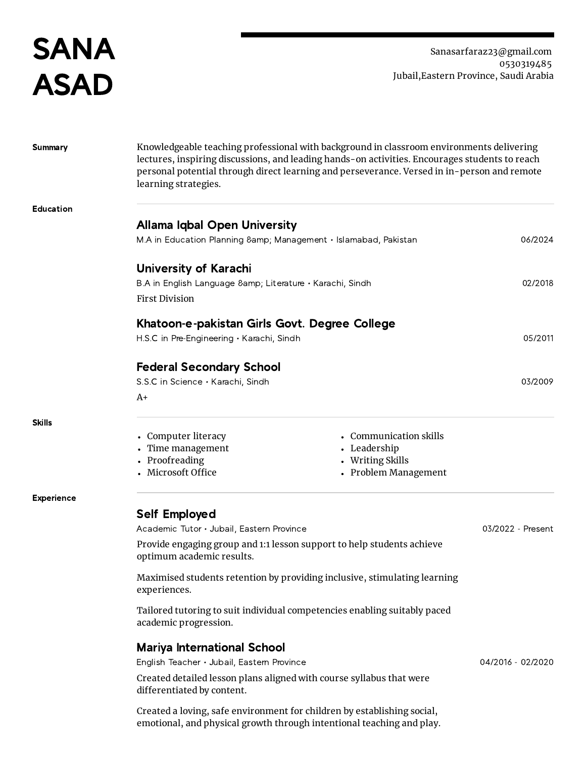# SANA ASAD

Sanasarfaraz23@gmail.com
0530319485
Jubail,Eastern Province, Saudi Arabia

## Summary

Knowledgeable teaching professional with background in classroom environments delivering lectures, inspiring discussions, and leading hands-on activities. Encourages students to reach personal potential through direct learning and perseverance. Versed in in-person and remote learning strategies.

## Education

### Allama Iqbal Open University

M.A in Education Planning &amp; Management • Islamabad, Pakistan — 06/2024

### University of Karachi

B.A in English Language &amp; Literature • Karachi, Sindh — 02/2018

First Division

### Khatoon-e-pakistan Girls Govt. Degree College

H.S.C in Pre-Engineering • Karachi, Sindh — 05/2011

### Federal Secondary School

S.S.C in Science • Karachi, Sindh — 03/2009

A+

## Skills

- Computer literacy
- Time management
- Proofreading
- Microsoft Office
- Communication skills
- Leadership
- Writing Skills
- Problem Management

## Experience

### Self Employed

Academic Tutor • Jubail, Eastern Province — 03/2022 - Present

Provide engaging group and 1:1 lesson support to help students achieve optimum academic results.

Maximised students retention by providing inclusive, stimulating learning experiences.

Tailored tutoring to suit individual competencies enabling suitably paced academic progression.

### Mariya International School

English Teacher • Jubail, Eastern Province — 04/2016 - 02/2020

Created detailed lesson plans aligned with course syllabus that were differentiated by content.

Created a loving, safe environment for children by establishing social, emotional, and physical growth through intentional teaching and play.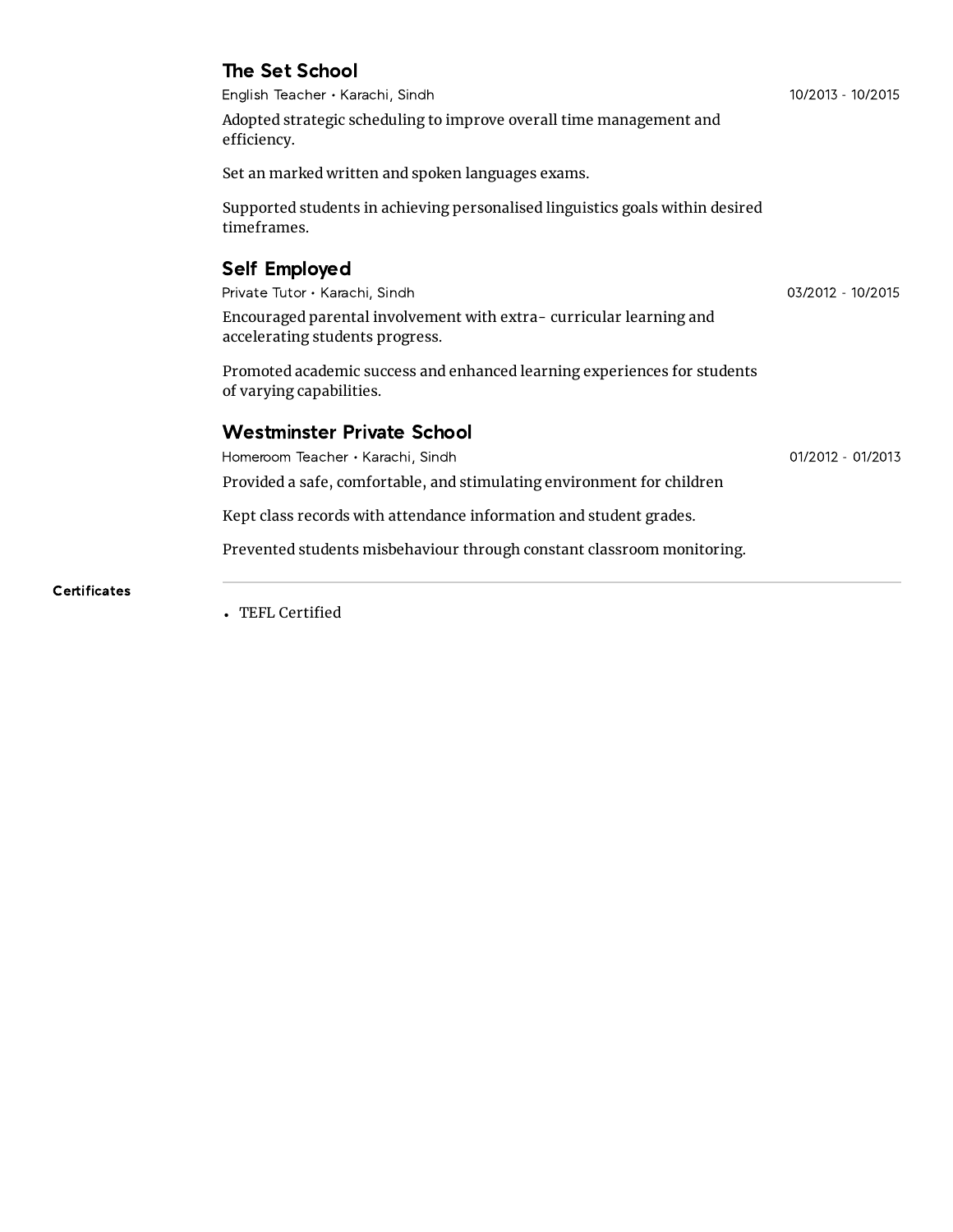### The Set School

English Teacher • Karachi, Sindh — 10/2013 - 10/2015

Adopted strategic scheduling to improve overall time management and efficiency.

Set an marked written and spoken languages exams.

Supported students in achieving personalised linguistics goals within desired timeframes.

### Self Employed

Private Tutor • Karachi, Sindh — 03/2012 - 10/2015

Encouraged parental involvement with extra- curricular learning and accelerating students progress.

Promoted academic success and enhanced learning experiences for students of varying capabilities.

### Westminster Private School

Homeroom Teacher • Karachi, Sindh — 01/2012 - 01/2013

Provided a safe, comfortable, and stimulating environment for children

Kept class records with attendance information and student grades.

Prevented students misbehaviour through constant classroom monitoring.

## Certificates

- TEFL Certified